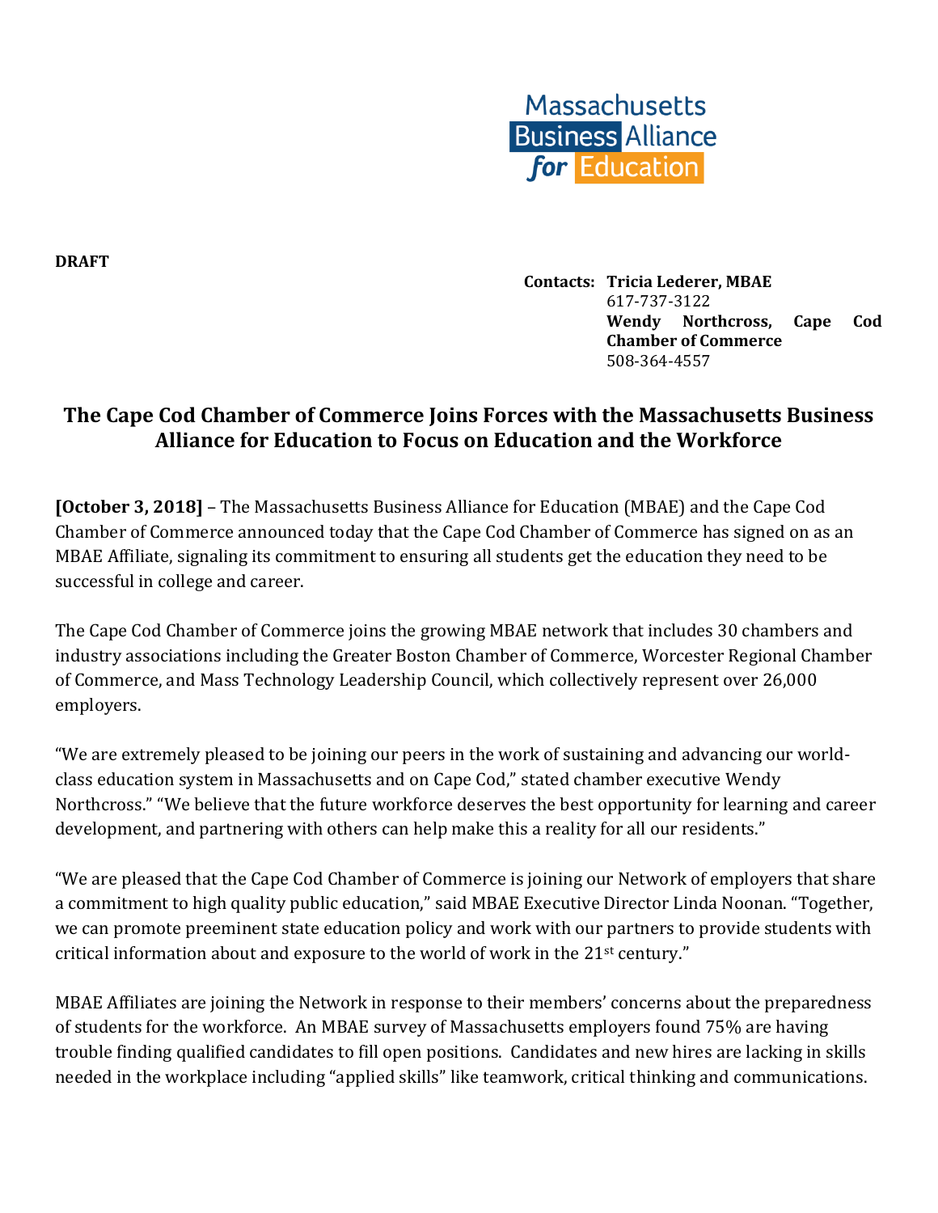Massachusetts Business Alliance for Education

**DRAFT**

**Contacts: Tricia Lederer, MBAE**
617-737-3122
**Wendy Northcross, Cape Cod Chamber of Commerce**
508-364-4557

## The Cape Cod Chamber of Commerce Joins Forces with the Massachusetts Business Alliance for Education to Focus on Education and the Workforce

**[October 3, 2018]** – The Massachusetts Business Alliance for Education (MBAE) and the Cape Cod Chamber of Commerce announced today that the Cape Cod Chamber of Commerce has signed on as an MBAE Affiliate, signaling its commitment to ensuring all students get the education they need to be successful in college and career.

The Cape Cod Chamber of Commerce joins the growing MBAE network that includes 30 chambers and industry associations including the Greater Boston Chamber of Commerce, Worcester Regional Chamber of Commerce, and Mass Technology Leadership Council, which collectively represent over 26,000 employers.

"We are extremely pleased to be joining our peers in the work of sustaining and advancing our world-class education system in Massachusetts and on Cape Cod," stated chamber executive Wendy Northcross." "We believe that the future workforce deserves the best opportunity for learning and career development, and partnering with others can help make this a reality for all our residents."

"We are pleased that the Cape Cod Chamber of Commerce is joining our Network of employers that share a commitment to high quality public education," said MBAE Executive Director Linda Noonan. "Together, we can promote preeminent state education policy and work with our partners to provide students with critical information about and exposure to the world of work in the 21st century."

MBAE Affiliates are joining the Network in response to their members' concerns about the preparedness of students for the workforce. An MBAE survey of Massachusetts employers found 75% are having trouble finding qualified candidates to fill open positions. Candidates and new hires are lacking in skills needed in the workplace including "applied skills" like teamwork, critical thinking and communications.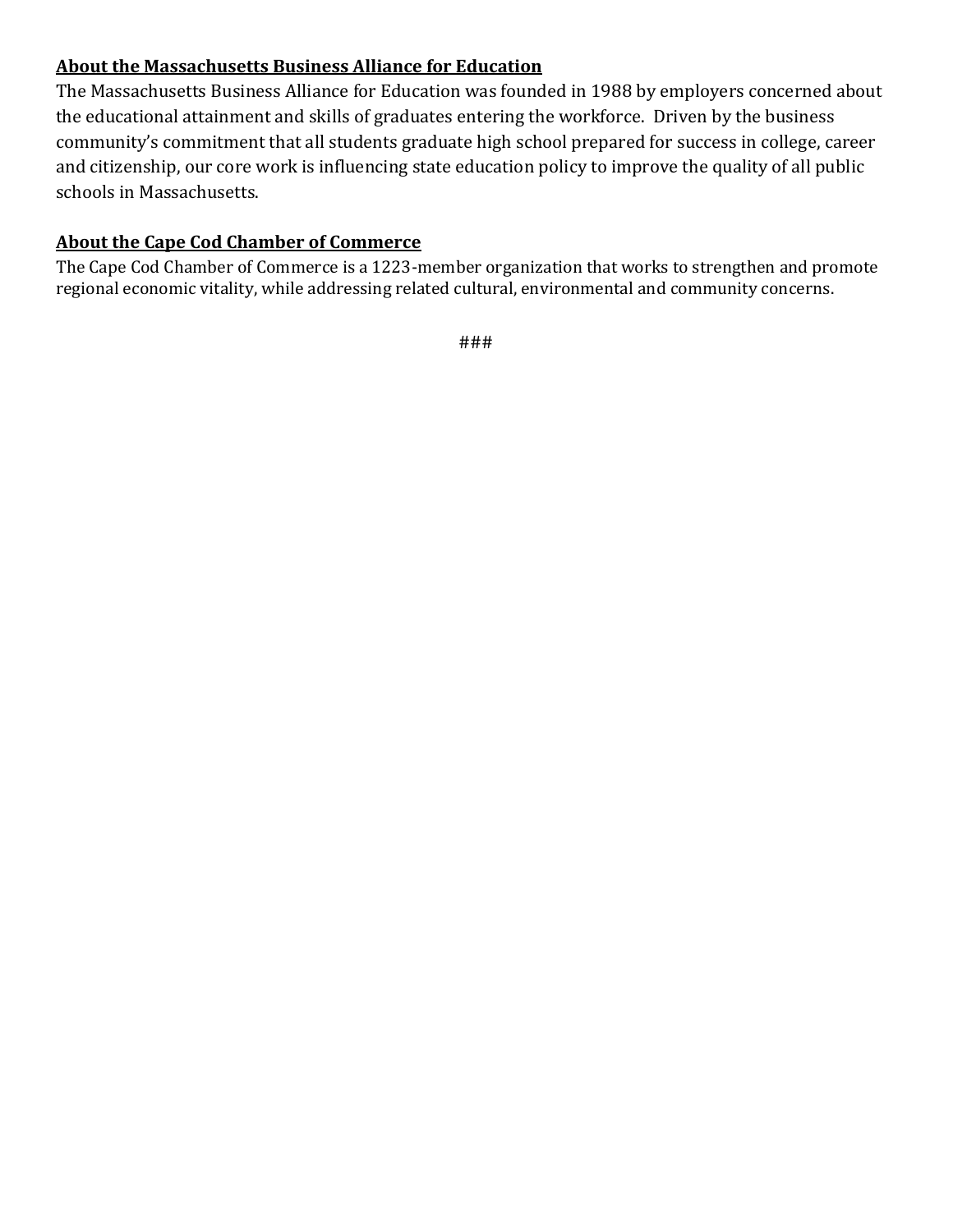**About the Massachusetts Business Alliance for Education**

The Massachusetts Business Alliance for Education was founded in 1988 by employers concerned about the educational attainment and skills of graduates entering the workforce. Driven by the business community's commitment that all students graduate high school prepared for success in college, career and citizenship, our core work is influencing state education policy to improve the quality of all public schools in Massachusetts.

**About the Cape Cod Chamber of Commerce**

The Cape Cod Chamber of Commerce is a 1223-member organization that works to strengthen and promote regional economic vitality, while addressing related cultural, environmental and community concerns.

###